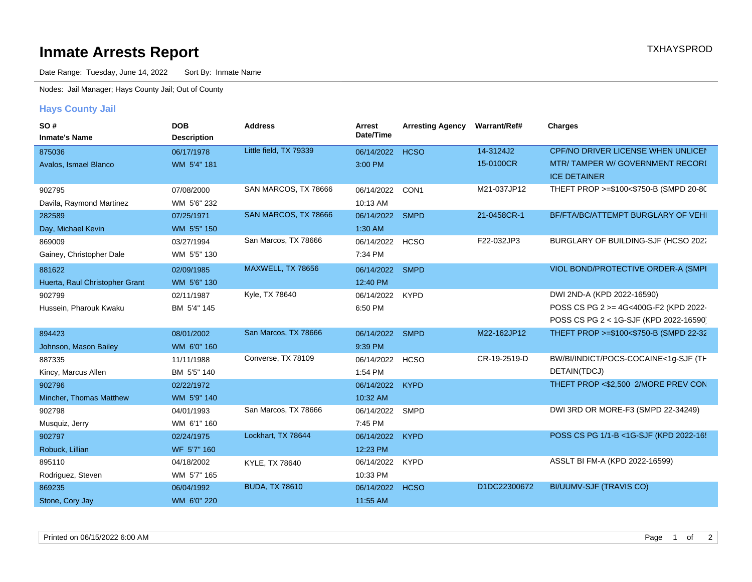# Inmate Arrests Report

TXHAYSPROD

Date Range: Tuesday, June 14, 2022    Sort By: Inmate Name

Nodes: Jail Manager; Hays County Jail; Out of County

## Hays County Jail

| SO # / Inmate's Name | DOB / Description | Address | Arrest Date/Time | Arresting Agency | Warrant/Ref# | Charges |
|---|---|---|---|---|---|---|
| 875036<br>Avalos, Ismael Blanco | 06/17/1978<br>WM 5'4" 181 | Little field, TX 79339 | 06/14/2022<br>3:00 PM | HCSO | 14-3124J2<br>15-0100CR | CPF/NO DRIVER LICENSE WHEN UNLICEN<br>MTR/ TAMPER W/ GOVERNMENT RECORI<br>ICE DETAINER |
| 902795<br>Davila, Raymond Martinez | 07/08/2000<br>WM 5'6" 232 | SAN MARCOS, TX 78666 | 06/14/2022<br>10:13 AM | CON1 | M21-037JP12 | THEFT PROP >=$100<$750-B (SMPD 20-8C |
| 282589<br>Day, Michael Kevin | 07/25/1971<br>WM 5'5" 150 | SAN MARCOS, TX 78666 | 06/14/2022<br>1:30 AM | SMPD | 21-0458CR-1 | BF/FTA/BC/ATTEMPT BURGLARY OF VEHI |
| 869009<br>Gainey, Christopher Dale | 03/27/1994<br>WM 5'5" 130 | San Marcos, TX 78666 | 06/14/2022<br>7:34 PM | HCSO | F22-032JP3 | BURGLARY OF BUILDING-SJF (HCSO 202 |
| 881622<br>Huerta, Raul Christopher Grant | 02/09/1985<br>WM 5'6" 130 | MAXWELL, TX 78656 | 06/14/2022<br>12:40 PM | SMPD | | VIOL BOND/PROTECTIVE ORDER-A (SMPI |
| 902799<br>Hussein, Pharouk Kwaku | 02/11/1987<br>BM 5'4" 145 | Kyle, TX 78640 | 06/14/2022<br>6:50 PM | KYPD | | DWI 2ND-A (KPD 2022-16590)<br>POSS CS PG 2 >= 4G<400G-F2 (KPD 2022-<br>POSS CS PG 2 < 1G-SJF (KPD 2022-16590 |
| 894423<br>Johnson, Mason Bailey | 08/01/2002<br>WM 6'0" 160 | San Marcos, TX 78666 | 06/14/2022<br>9:39 PM | SMPD | M22-162JP12 | THEFT PROP >=$100<$750-B (SMPD 22-32 |
| 887335<br>Kincy, Marcus Allen | 11/11/1988<br>BM 5'5" 140 | Converse, TX 78109 | 06/14/2022<br>1:54 PM | HCSO | CR-19-2519-D | BW/BI/INDICT/POCS-COCAINE<1g-SJF (TH<br>DETAIN(TDCJ) |
| 902796<br>Mincher, Thomas Matthew | 02/22/1972<br>WM 5'9" 140 | | 06/14/2022<br>10:32 AM | KYPD | | THEFT PROP <$2,500 2/MORE PREV CON |
| 902798<br>Musquiz, Jerry | 04/01/1993<br>WM 6'1" 160 | San Marcos, TX 78666 | 06/14/2022<br>7:45 PM | SMPD | | DWI 3RD OR MORE-F3 (SMPD 22-34249) |
| 902797<br>Robuck, Lillian | 02/24/1975<br>WF 5'7" 160 | Lockhart, TX 78644 | 06/14/2022<br>12:23 PM | KYPD | | POSS CS PG 1/1-B <1G-SJF (KPD 2022-16 |
| 895110<br>Rodriguez, Steven | 04/18/2002<br>WM 5'7" 165 | KYLE, TX 78640 | 06/14/2022<br>10:33 PM | KYPD | | ASSLT BI FM-A (KPD 2022-16599) |
| 869235<br>Stone, Cory Jay | 06/04/1992<br>WM 6'0" 220 | BUDA, TX 78610 | 06/14/2022<br>11:55 AM | HCSO | D1DC22300672 | BI/UUMV-SJF (TRAVIS CO) |

Printed on 06/15/2022 6:00 AM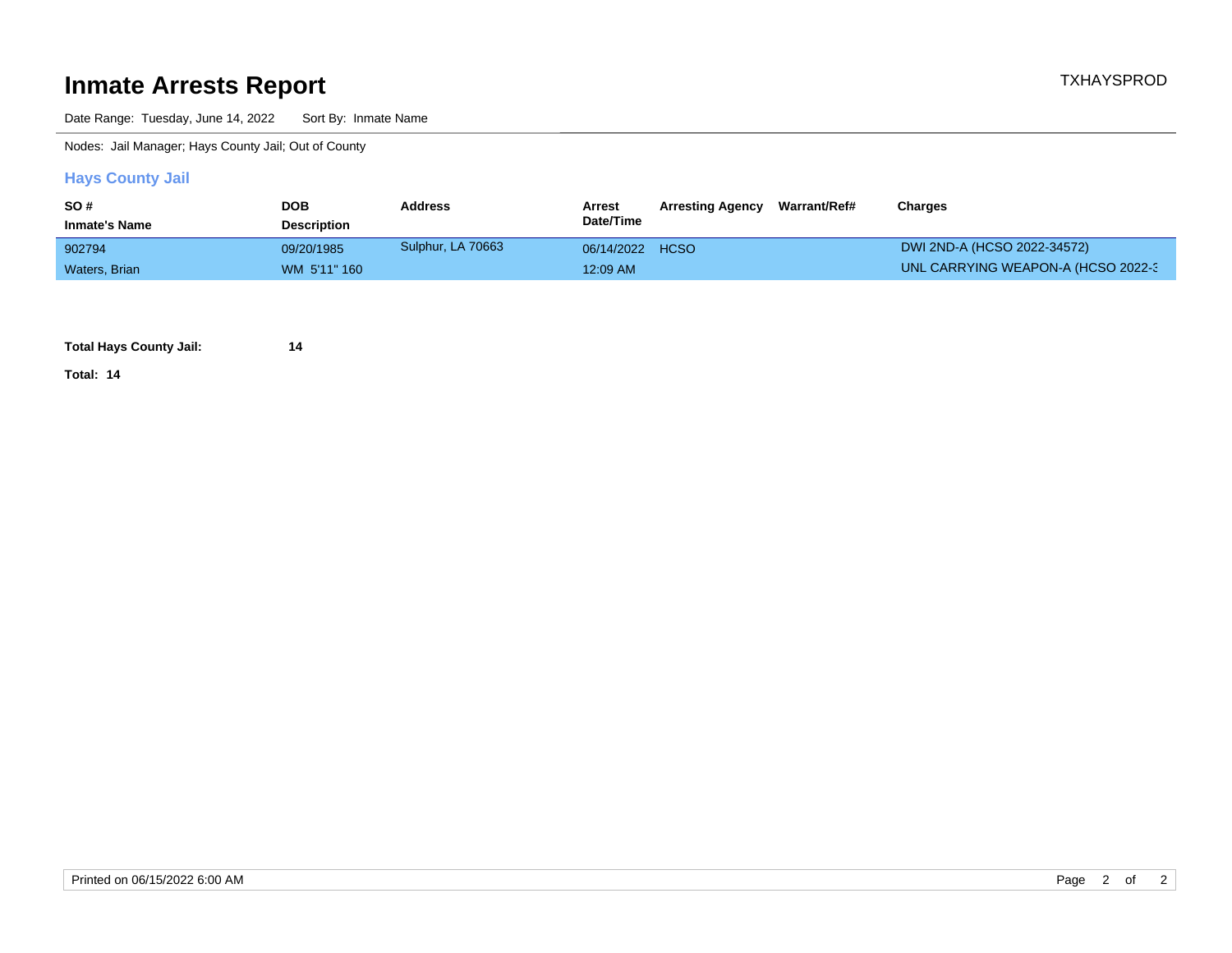# Inmate Arrests Report

TXHAYSPROD

Date Range: Tuesday, June 14, 2022    Sort By: Inmate Name

Nodes: Jail Manager; Hays County Jail; Out of County

## Hays County Jail

| SO # / Inmate's Name | DOB / Description | Address | Arrest Date/Time | Arresting Agency | Warrant/Ref# | Charges |
|---|---|---|---|---|---|---|
| 902794<br>Waters, Brian | 09/20/1985<br>WM 5'11" 160 | Sulphur, LA 70663 | 06/14/2022<br>12:09 AM | HCSO | | DWI 2ND-A (HCSO 2022-34572)<br>UNL CARRYING WEAPON-A (HCSO 2022-3 |

**Total Hays County Jail:** **14**

**Total: 14**

Printed on 06/15/2022 6:00 AM